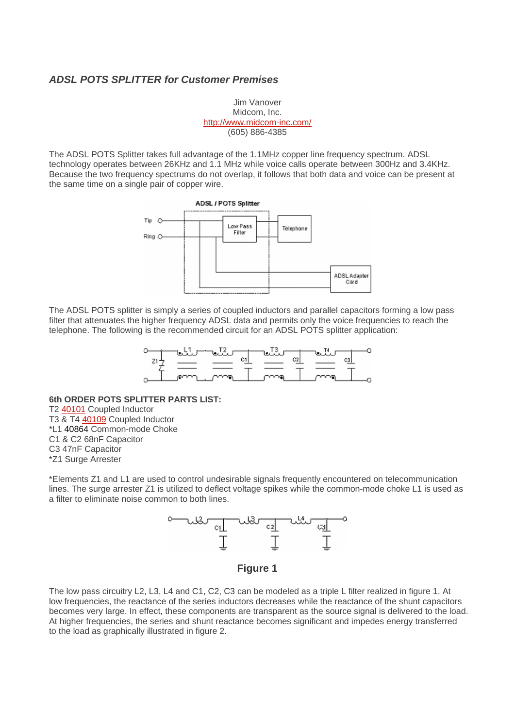### *ADSL POTS SPLITTER for Customer Premises*

Jim Vanover
Midcom, Inc.
http://www.midcom-inc.com/
(605) 886-4385

The ADSL POTS Splitter takes full advantage of the 1.1MHz copper line frequency spectrum. ADSL technology operates between 26KHz and 1.1 MHz while voice calls operate between 300Hz and 3.4KHz. Because the two frequency spectrums do not overlap, it follows that both data and voice can be present at the same time on a single pair of copper wire.

The ADSL POTS splitter is simply a series of coupled inductors and parallel capacitors forming a low pass filter that attenuates the higher frequency ADSL data and permits only the voice frequencies to reach the telephone. The following is the recommended circuit for an ADSL POTS splitter application:

**6th ORDER POTS SPLITTER PARTS LIST:**
T2 40101 Coupled Inductor
T3 & T4 40109 Coupled Inductor
*L1 40864 Common-mode Choke
C1 & C2 68nF Capacitor
C3 47nF Capacitor
*Z1 Surge Arrester

*Elements Z1 and L1 are used to control undesirable signals frequently encountered on telecommunication lines. The surge arrester Z1 is utilized to deflect voltage spikes while the common-mode choke L1 is used as a filter to eliminate noise common to both lines.

**Figure 1**

The low pass circuitry L2, L3, L4 and C1, C2, C3 can be modeled as a triple L filter realized in figure 1. At low frequencies, the reactance of the series inductors decreases while the reactance of the shunt capacitors becomes very large. In effect, these components are transparent as the source signal is delivered to the load. At higher frequencies, the series and shunt reactance becomes significant and impedes energy transferred to the load as graphically illustrated in figure 2.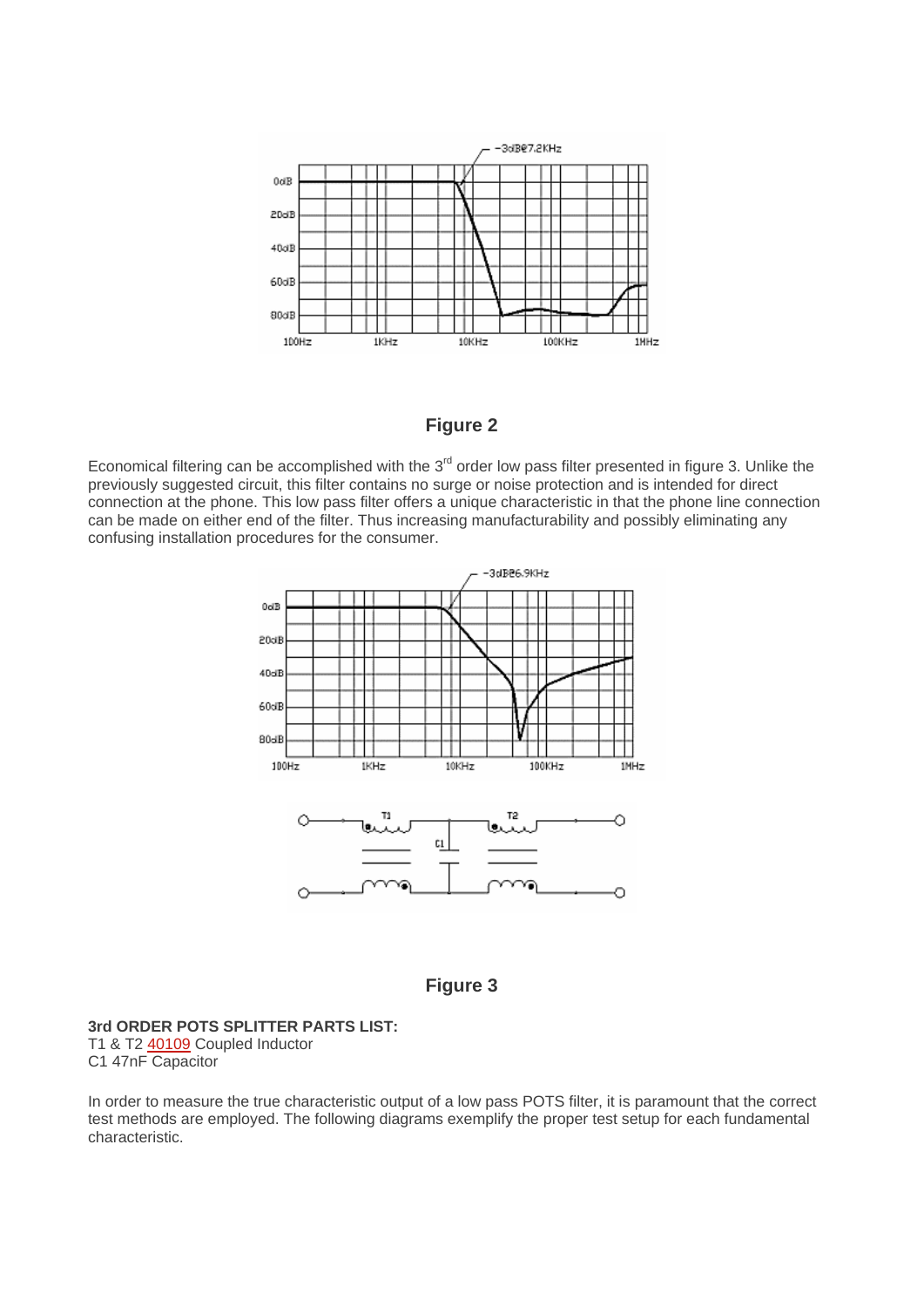**Figure 2**

Economical filtering can be accomplished with the 3[rd] order low pass filter presented in figure 3. Unlike the previously suggested circuit, this filter contains no surge or noise protection and is intended for direct connection at the phone. This low pass filter offers a unique characteristic in that the phone line connection can be made on either end of the filter. Thus increasing manufacturability and possibly eliminating any confusing installation procedures for the consumer.

**Figure 3**

**3rd ORDER POTS SPLITTER PARTS LIST:**
T1 & T2 40109 Coupled Inductor
C1 47nF Capacitor

In order to measure the true characteristic output of a low pass POTS filter, it is paramount that the correct test methods are employed. The following diagrams exemplify the proper test setup for each fundamental characteristic.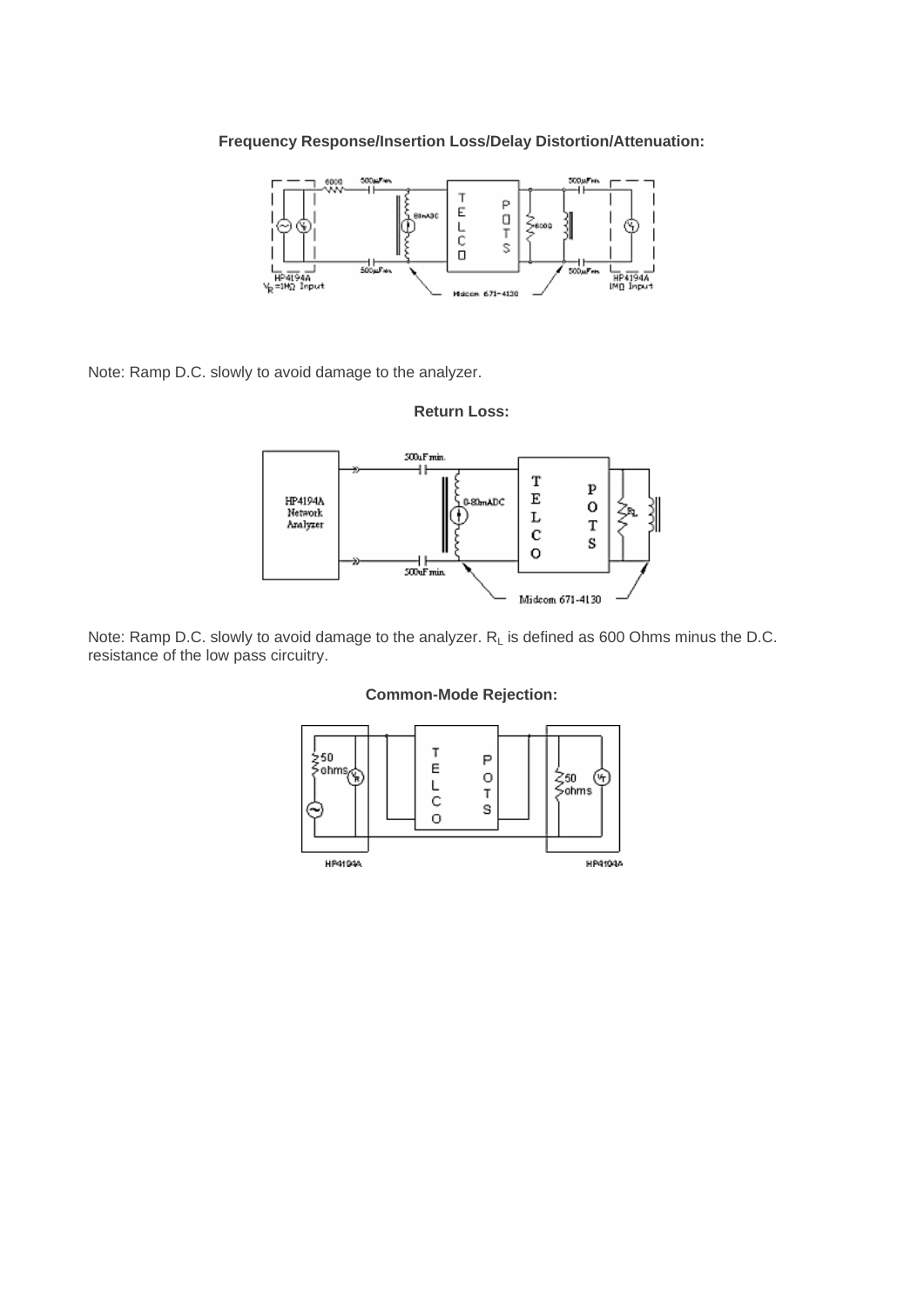**Frequency Response/Insertion Loss/Delay Distortion/Attenuation:**

Note: Ramp D.C. slowly to avoid damage to the analyzer.

**Return Loss:**

Note: Ramp D.C. slowly to avoid damage to the analyzer. $R_L$ is defined as 600 Ohms minus the D.C. resistance of the low pass circuitry.

**Common-Mode Rejection:**